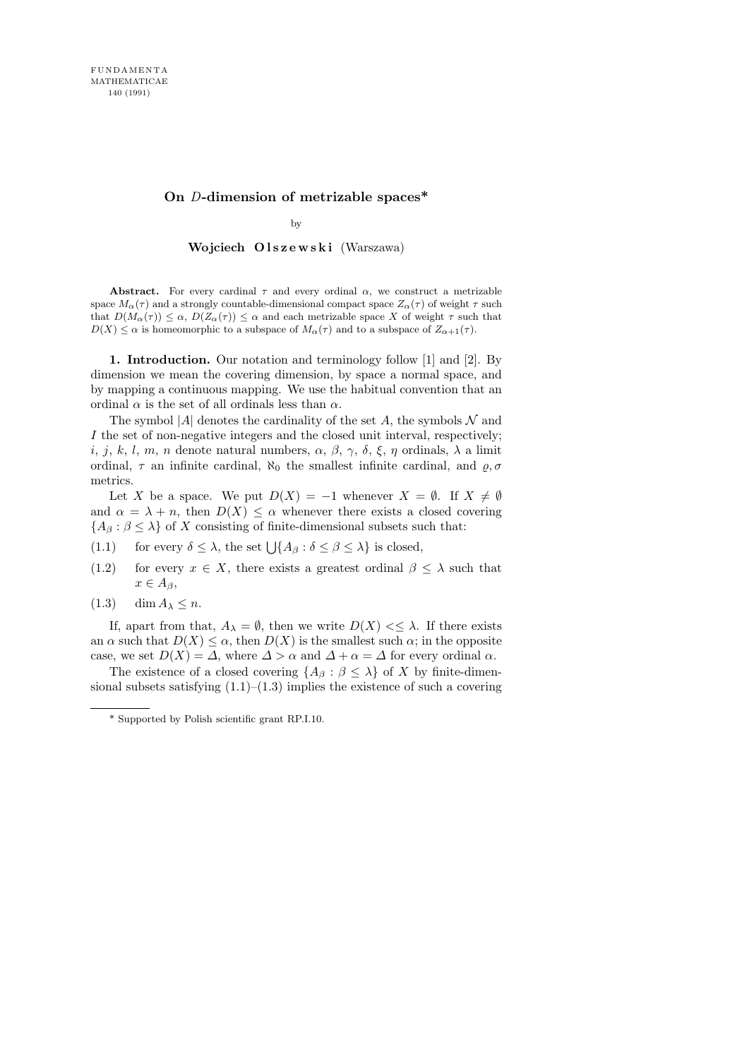# On $D$-dimension of metrizable spaces*

by

**Wojciech Olszewski** (Warszawa)

**Abstract.** For every cardinal $\tau$ and every ordinal $\alpha$, we construct a metrizable space $M_\alpha(\tau)$ and a strongly countable-dimensional compact space $Z_\alpha(\tau)$ of weight $\tau$ such that $D(M_\alpha(\tau)) \le \alpha$, $D(Z_\alpha(\tau)) \le \alpha$ and each metrizable space $X$ of weight $\tau$ such that $D(X) \le \alpha$ is homeomorphic to a subspace of $M_\alpha(\tau)$ and to a subspace of $Z_{\alpha+1}(\tau)$.

**1. Introduction.** Our notation and terminology follow [1] and [2]. By dimension we mean the covering dimension, by space a normal space, and by mapping a continuous mapping. We use the habitual convention that an ordinal $\alpha$ is the set of all ordinals less than $\alpha$.

The symbol $|A|$ denotes the cardinality of the set $A$, the symbols $\mathcal{N}$ and $I$ the set of non-negative integers and the closed unit interval, respectively; $i$, $j$, $k$, $l$, $m$, $n$ denote natural numbers, $\alpha$, $\beta$, $\gamma$, $\delta$, $\xi$, $\eta$ ordinals, $\lambda$ a limit ordinal, $\tau$ an infinite cardinal, $\aleph_0$ the smallest infinite cardinal, and $\varrho, \sigma$ metrics.

Let $X$ be a space. We put $D(X) = -1$ whenever $X = \emptyset$. If $X \ne \emptyset$ and $\alpha = \lambda + n$, then $D(X) \le \alpha$ whenever there exists a closed covering $\{A_\beta : \beta \le \lambda\}$ of $X$ consisting of finite-dimensional subsets such that:

(1.1) for every $\delta \le \lambda$, the set $\bigcup\{A_\beta : \delta \le \beta \le \lambda\}$ is closed,

(1.2) for every $x \in X$, there exists a greatest ordinal $\beta \le \lambda$ such that $x \in A_\beta$,

(1.3) $\dim A_\lambda \le n$.

If, apart from that, $A_\lambda = \emptyset$, then we write $D(X) <\le \lambda$. If there exists an $\alpha$ such that $D(X) \le \alpha$, then $D(X)$ is the smallest such $\alpha$; in the opposite case, we set $D(X) = \varDelta$, where $\varDelta > \alpha$ and $\varDelta + \alpha = \varDelta$ for every ordinal $\alpha$.

The existence of a closed covering $\{A_\beta : \beta \le \lambda\}$ of $X$ by finite-dimensional subsets satisfying (1.1)–(1.3) implies the existence of such a covering

---

\* Supported by Polish scientific grant RP.I.10.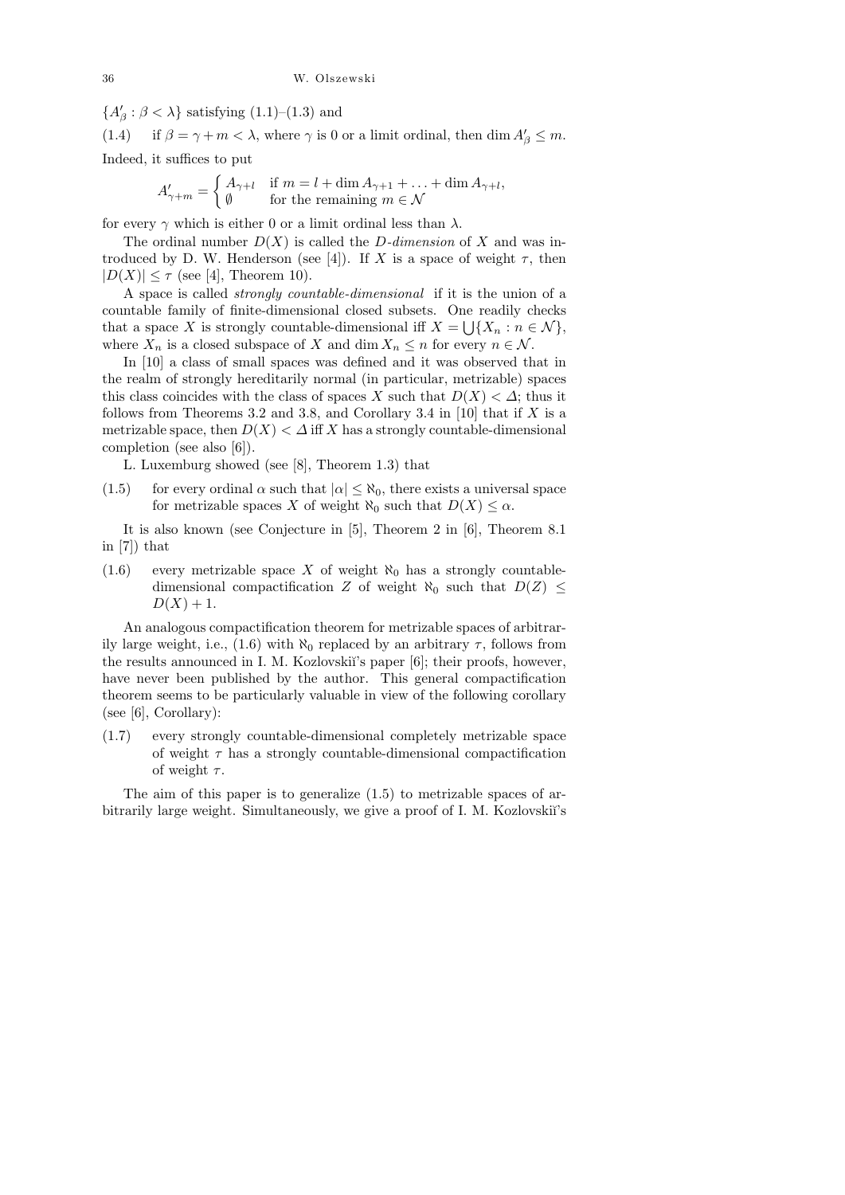$\{A'_\beta : \beta < \lambda\}$ satisfying (1.1)–(1.3) and

(1.4) if $\beta = \gamma + m < \lambda$, where $\gamma$ is 0 or a limit ordinal, then $\dim A'_\beta \le m$.

Indeed, it suffices to put

$$A'_{\gamma+m} = \begin{cases} A_{\gamma+l} & \text{if } m = l + \dim A_{\gamma+1} + \ldots + \dim A_{\gamma+l}, \\ \emptyset & \text{for the remaining } m \in \mathcal{N} \end{cases}$$

for every $\gamma$ which is either 0 or a limit ordinal less than $\lambda$.

The ordinal number $D(X)$ is called the *D-dimension* of $X$ and was introduced by D. W. Henderson (see [4]). If $X$ is a space of weight $\tau$, then $|D(X)| \le \tau$ (see [4], Theorem 10).

A space is called *strongly countable-dimensional* if it is the union of a countable family of finite-dimensional closed subsets. One readily checks that a space $X$ is strongly countable-dimensional iff $X = \bigcup\{X_n : n \in \mathcal{N}\}$, where $X_n$ is a closed subspace of $X$ and $\dim X_n \le n$ for every $n \in \mathcal{N}$.

In [10] a class of small spaces was defined and it was observed that in the realm of strongly hereditarily normal (in particular, metrizable) spaces this class coincides with the class of spaces $X$ such that $D(X) < \Delta$; thus it follows from Theorems 3.2 and 3.8, and Corollary 3.4 in [10] that if $X$ is a metrizable space, then $D(X) < \Delta$ iff $X$ has a strongly countable-dimensional completion (see also [6]).

L. Luxemburg showed (see [8], Theorem 1.3) that

(1.5) for every ordinal $\alpha$ such that $|\alpha| \le \aleph_0$, there exists a universal space for metrizable spaces $X$ of weight $\aleph_0$ such that $D(X) \le \alpha$.

It is also known (see Conjecture in [5], Theorem 2 in [6], Theorem 8.1 in [7]) that

(1.6) every metrizable space $X$ of weight $\aleph_0$ has a strongly countable-dimensional compactification $Z$ of weight $\aleph_0$ such that $D(Z) \le D(X) + 1$.

An analogous compactification theorem for metrizable spaces of arbitrarily large weight, i.e., (1.6) with $\aleph_0$ replaced by an arbitrary $\tau$, follows from the results announced in I. M. Kozlovskiĭ's paper [6]; their proofs, however, have never been published by the author. This general compactification theorem seems to be particularly valuable in view of the following corollary (see [6], Corollary):

(1.7) every strongly countable-dimensional completely metrizable space of weight $\tau$ has a strongly countable-dimensional compactification of weight $\tau$.

The aim of this paper is to generalize (1.5) to metrizable spaces of arbitrarily large weight. Simultaneously, we give a proof of I. M. Kozlovskiĭ's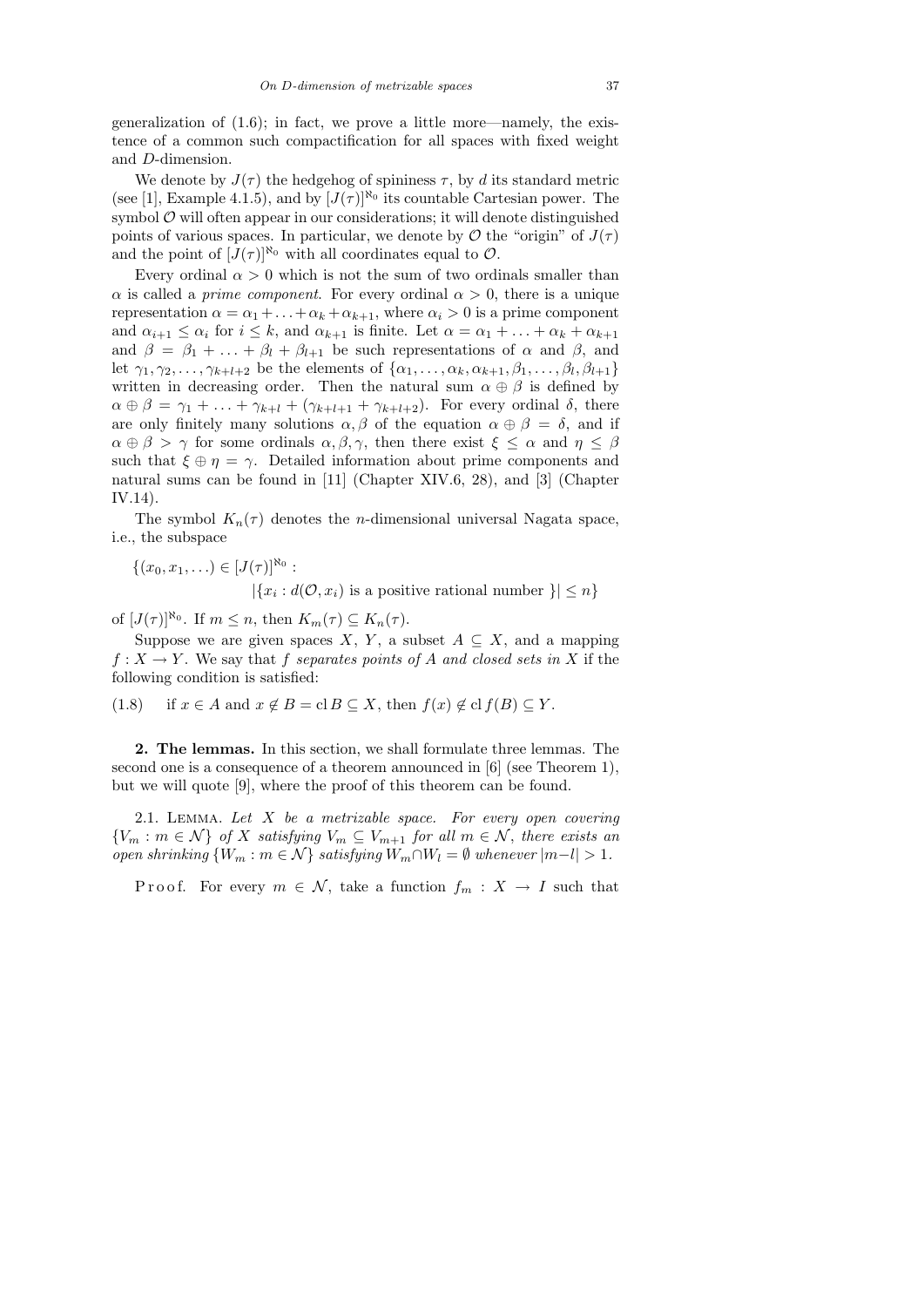generalization of (1.6); in fact, we prove a little more—namely, the existence of a common such compactification for all spaces with fixed weight and $D$-dimension.

We denote by $J(\tau)$ the hedgehog of spininess $\tau$, by $d$ its standard metric (see [1], Example 4.1.5), and by $[J(\tau)]^{\aleph_0}$ its countable Cartesian power. The symbol $\mathcal{O}$ will often appear in our considerations; it will denote distinguished points of various spaces. In particular, we denote by $\mathcal{O}$ the "origin" of $J(\tau)$ and the point of $[J(\tau)]^{\aleph_0}$ with all coordinates equal to $\mathcal{O}$.

Every ordinal $\alpha > 0$ which is not the sum of two ordinals smaller than $\alpha$ is called a *prime component*. For every ordinal $\alpha > 0$, there is a unique representation $\alpha = \alpha_1 + \ldots + \alpha_k + \alpha_{k+1}$, where $\alpha_i > 0$ is a prime component and $\alpha_{i+1} \leq \alpha_i$ for $i \leq k$, and $\alpha_{k+1}$ is finite. Let $\alpha = \alpha_1 + \ldots + \alpha_k + \alpha_{k+1}$ and $\beta = \beta_1 + \ldots + \beta_l + \beta_{l+1}$ be such representations of $\alpha$ and $\beta$, and let $\gamma_1, \gamma_2, \ldots, \gamma_{k+l+2}$ be the elements of $\{\alpha_1, \ldots, \alpha_k, \alpha_{k+1}, \beta_1, \ldots, \beta_l, \beta_{l+1}\}$ written in decreasing order. Then the natural sum $\alpha \oplus \beta$ is defined by $\alpha \oplus \beta = \gamma_1 + \ldots + \gamma_{k+l} + (\gamma_{k+l+1} + \gamma_{k+l+2})$. For every ordinal $\delta$, there are only finitely many solutions $\alpha, \beta$ of the equation $\alpha \oplus \beta = \delta$, and if $\alpha \oplus \beta > \gamma$ for some ordinals $\alpha, \beta, \gamma$, then there exist $\xi \leq \alpha$ and $\eta \leq \beta$ such that $\xi \oplus \eta = \gamma$. Detailed information about prime components and natural sums can be found in [11] (Chapter XIV.6, 28), and [3] (Chapter IV.14).

The symbol $K_n(\tau)$ denotes the $n$-dimensional universal Nagata space, i.e., the subspace

$$\{(x_0, x_1, \ldots) \in [J(\tau)]^{\aleph_0} : |\{x_i : d(\mathcal{O}, x_i) \text{ is a positive rational number }\}| \leq n\}$$

of $[J(\tau)]^{\aleph_0}$. If $m \leq n$, then $K_m(\tau) \subseteq K_n(\tau)$.

Suppose we are given spaces $X$, $Y$, a subset $A \subseteq X$, and a mapping $f : X \to Y$. We say that $f$ *separates points of $A$ and closed sets in $X$* if the following condition is satisfied:

(1.8) if $x \in A$ and $x \notin B = \operatorname{cl} B \subseteq X$, then $f(x) \notin \operatorname{cl} f(B) \subseteq Y$.

## 2. The lemmas.

In this section, we shall formulate three lemmas. The second one is a consequence of a theorem announced in [6] (see Theorem 1), but we will quote [9], where the proof of this theorem can be found.

2.1. Lemma. *Let $X$ be a metrizable space. For every open covering $\{V_m : m \in \mathcal{N}\}$ of $X$ satisfying $V_m \subseteq V_{m+1}$ for all $m \in \mathcal{N}$, there exists an open shrinking $\{W_m : m \in \mathcal{N}\}$ satisfying $W_m \cap W_l = \emptyset$ whenever $|m-l| > 1$.*

Proof. For every $m \in \mathcal{N}$, take a function $f_m : X \to I$ such that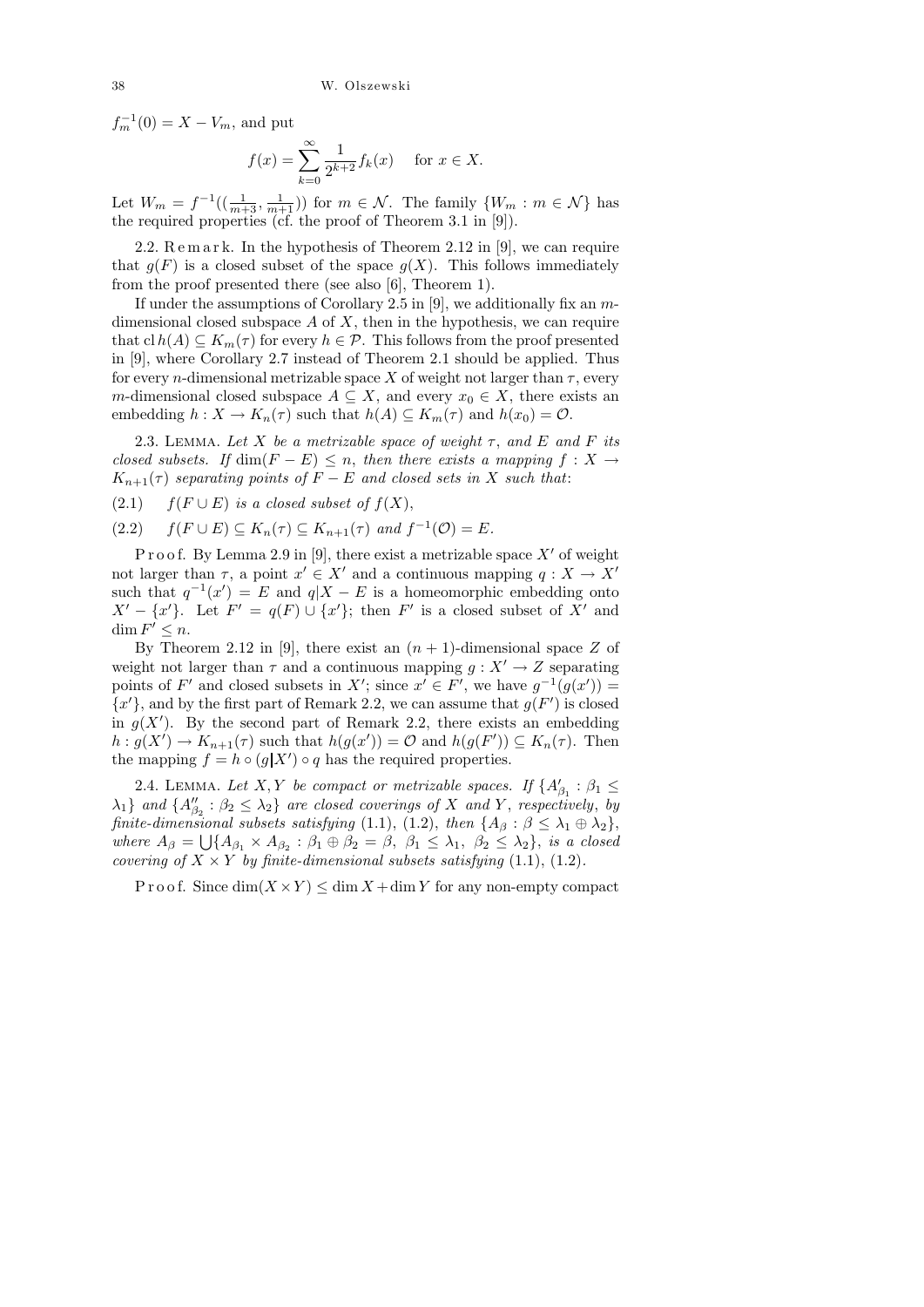$f_m^{-1}(0) = X - V_m$, and put

$$f(x) = \sum_{k=0}^{\infty} \frac{1}{2^{k+2}} f_k(x) \quad \text{for } x \in X.$$

Let $W_m = f^{-1}((\frac{1}{m+3}, \frac{1}{m+1}))$ for $m \in \mathcal{N}$. The family $\{W_m : m \in \mathcal{N}\}$ has the required properties (cf. the proof of Theorem 3.1 in [9]).

2.2. Remark. In the hypothesis of Theorem 2.12 in [9], we can require that $g(F)$ is a closed subset of the space $g(X)$. This follows immediately from the proof presented there (see also [6], Theorem 1).

If under the assumptions of Corollary 2.5 in [9], we additionally fix an $m$-dimensional closed subspace $A$ of $X$, then in the hypothesis, we can require that $\operatorname{cl} h(A) \subseteq K_m(\tau)$ for every $h \in \mathcal{P}$. This follows from the proof presented in [9], where Corollary 2.7 instead of Theorem 2.1 should be applied. Thus for every $n$-dimensional metrizable space $X$ of weight not larger than $\tau$, every $m$-dimensional closed subspace $A \subseteq X$, and every $x_0 \in X$, there exists an embedding $h : X \to K_n(\tau)$ such that $h(A) \subseteq K_m(\tau)$ and $h(x_0) = \mathcal{O}$.

2.3. Lemma. *Let $X$ be a metrizable space of weight $\tau$, and $E$ and $F$ its closed subsets. If $\dim(F - E) \le n$, then there exists a mapping $f : X \to K_{n+1}(\tau)$ separating points of $F - E$ and closed sets in $X$ such that*:

(2.1) $\quad$ *$f(F \cup E)$ is a closed subset of $f(X)$,*

(2.2) $\quad$ *$f(F \cup E) \subseteq K_n(\tau) \subseteq K_{n+1}(\tau)$ and $f^{-1}(\mathcal{O}) = E$.*

Proof. By Lemma 2.9 in [9], there exist a metrizable space $X'$ of weight not larger than $\tau$, a point $x' \in X'$ and a continuous mapping $q : X \to X'$ such that $q^{-1}(x') = E$ and $q|X - E$ is a homeomorphic embedding onto $X' - \{x'\}$. Let $F' = q(F) \cup \{x'\}$; then $F'$ is a closed subset of $X'$ and $\dim F' \le n$.

By Theorem 2.12 in [9], there exist an $(n+1)$-dimensional space $Z$ of weight not larger than $\tau$ and a continuous mapping $g : X' \to Z$ separating points of $F'$ and closed subsets in $X'$; since $x' \in F'$, we have $g^{-1}(g(x')) = \{x'\}$, and by the first part of Remark 2.2, we can assume that $g(F')$ is closed in $g(X')$. By the second part of Remark 2.2, there exists an embedding $h : g(X') \to K_{n+1}(\tau)$ such that $h(g(x')) = \mathcal{O}$ and $h(g(F')) \subseteq K_n(\tau)$. Then the mapping $f = h \circ (g|X') \circ q$ has the required properties.

2.4. Lemma. *Let $X, Y$ be compact or metrizable spaces. If $\{A'_{\beta_1} : \beta_1 \le \lambda_1\}$ and $\{A''_{\beta_2} : \beta_2 \le \lambda_2\}$ are closed coverings of $X$ and $Y$, respectively, by finite-dimensional subsets satisfying* (1.1), (1.2), *then $\{A_\beta : \beta \le \lambda_1 \oplus \lambda_2\}$, where $A_\beta = \bigcup\{A_{\beta_1} \times A_{\beta_2} : \beta_1 \oplus \beta_2 = \beta,\ \beta_1 \le \lambda_1,\ \beta_2 \le \lambda_2\}$, is a closed covering of $X \times Y$ by finite-dimensional subsets satisfying* (1.1), (1.2).

Proof. Since $\dim(X \times Y) \le \dim X + \dim Y$ for any non-empty compact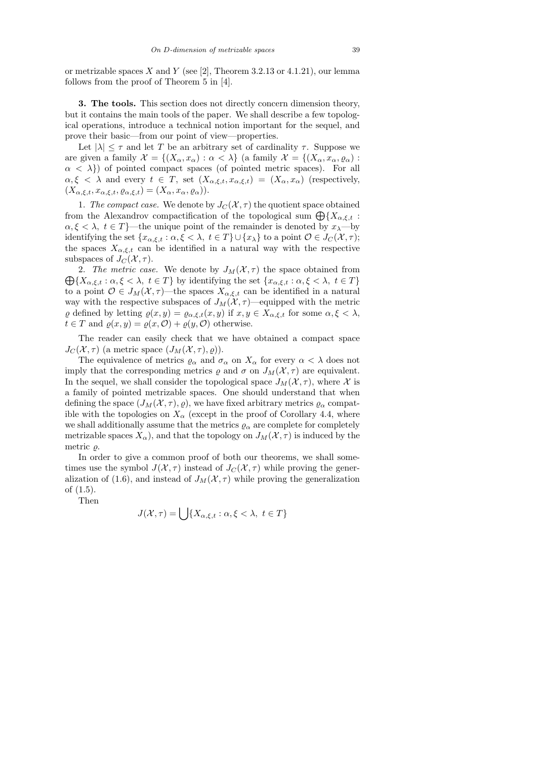or metrizable spaces $X$ and $Y$ (see [2], Theorem 3.2.13 or 4.1.21), our lemma follows from the proof of Theorem 5 in [4].

**3. The tools.** This section does not directly concern dimension theory, but it contains the main tools of the paper. We shall describe a few topological operations, introduce a technical notion important for the sequel, and prove their basic—from our point of view—properties.

Let $|\lambda| \leq \tau$ and let $T$ be an arbitrary set of cardinality $\tau$. Suppose we are given a family $\mathcal{X} = \{(X_\alpha, x_\alpha) : \alpha < \lambda\}$ (a family $\mathcal{X} = \{(X_\alpha, x_\alpha, \varrho_\alpha) : \alpha < \lambda\}$) of pointed compact spaces (of pointed metric spaces). For all $\alpha, \xi < \lambda$ and every $t \in T$, set $(X_{\alpha,\xi,t}, x_{\alpha,\xi,t}) = (X_\alpha, x_\alpha)$ (respectively, $(X_{\alpha,\xi,t}, x_{\alpha,\xi,t}, \varrho_{\alpha,\xi,t}) = (X_\alpha, x_\alpha, \varrho_\alpha)$).

1. *The compact case.* We denote by $J_C(\mathcal{X}, \tau)$ the quotient space obtained from the Alexandrov compactification of the topological sum $\bigoplus\{X_{\alpha,\xi,t} : \alpha, \xi < \lambda,\ t \in T\}$—the unique point of the remainder is denoted by $x_\lambda$—by identifying the set $\{x_{\alpha,\xi,t} : \alpha, \xi < \lambda,\ t \in T\} \cup \{x_\lambda\}$ to a point $\mathcal{O} \in J_C(\mathcal{X}, \tau)$; the spaces $X_{\alpha,\xi,t}$ can be identified in a natural way with the respective subspaces of $J_C(\mathcal{X}, \tau)$.

2. *The metric case.* We denote by $J_M(\mathcal{X}, \tau)$ the space obtained from $\bigoplus\{X_{\alpha,\xi,t} : \alpha, \xi < \lambda,\ t \in T\}$ by identifying the set $\{x_{\alpha,\xi,t} : \alpha, \xi < \lambda,\ t \in T\}$ to a point $\mathcal{O} \in J_M(\mathcal{X}, \tau)$—the spaces $X_{\alpha,\xi,t}$ can be identified in a natural way with the respective subspaces of $J_M(\mathcal{X}, \tau)$—equipped with the metric $\varrho$ defined by letting $\varrho(x, y) = \varrho_{\alpha,\xi,t}(x, y)$ if $x, y \in X_{\alpha,\xi,t}$ for some $\alpha, \xi < \lambda$, $t \in T$ and $\varrho(x, y) = \varrho(x, \mathcal{O}) + \varrho(y, \mathcal{O})$ otherwise.

The reader can easily check that we have obtained a compact space $J_C(\mathcal{X}, \tau)$ (a metric space $(J_M(\mathcal{X}, \tau), \varrho)$).

The equivalence of metrics $\varrho_\alpha$ and $\sigma_\alpha$ on $X_\alpha$ for every $\alpha < \lambda$ does not imply that the corresponding metrics $\varrho$ and $\sigma$ on $J_M(\mathcal{X}, \tau)$ are equivalent. In the sequel, we shall consider the topological space $J_M(\mathcal{X}, \tau)$, where $\mathcal{X}$ is a family of pointed metrizable spaces. One should understand that when defining the space $(J_M(\mathcal{X}, \tau), \varrho)$, we have fixed arbitrary metrics $\varrho_\alpha$ compatible with the topologies on $X_\alpha$ (except in the proof of Corollary 4.4, where we shall additionally assume that the metrics $\varrho_\alpha$ are complete for completely metrizable spaces $X_\alpha$), and that the topology on $J_M(\mathcal{X}, \tau)$ is induced by the metric $\varrho$.

In order to give a common proof of both our theorems, we shall sometimes use the symbol $J(\mathcal{X}, \tau)$ instead of $J_C(\mathcal{X}, \tau)$ while proving the generalization of (1.6), and instead of $J_M(\mathcal{X}, \tau)$ while proving the generalization of (1.5).

Then

$$J(\mathcal{X}, \tau) = \bigcup\{X_{\alpha,\xi,t} : \alpha, \xi < \lambda,\ t \in T\}$$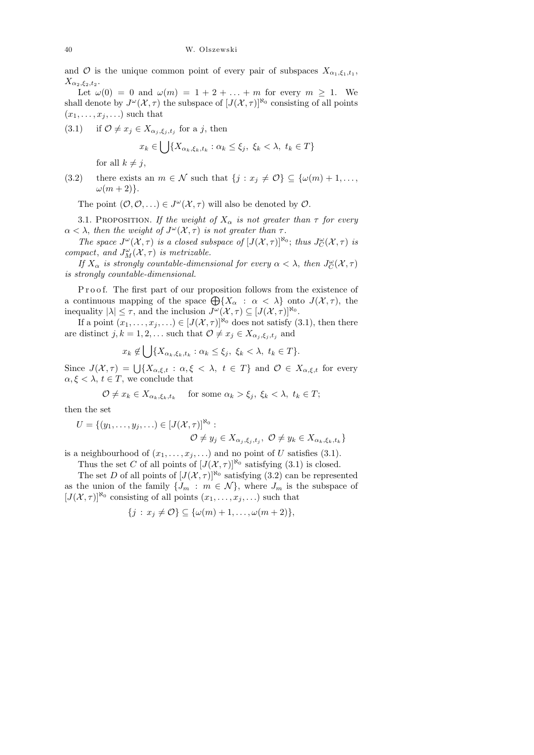and $\mathcal{O}$ is the unique common point of every pair of subspaces $X_{\alpha_1,\xi_1,t_1}$, $X_{\alpha_2,\xi_2,t_2}$.

Let $\omega(0) = 0$ and $\omega(m) = 1 + 2 + \ldots + m$ for every $m \geq 1$. We shall denote by $J^\omega(\mathcal{X},\tau)$ the subspace of $[J(\mathcal{X},\tau)]^{\aleph_0}$ consisting of all points $(x_1,\ldots,x_j,\ldots)$ such that

(3.1) if $\mathcal{O} \neq x_j \in X_{\alpha_j,\xi_j,t_j}$ for a $j$, then

$$x_k \in \bigcup\{X_{\alpha_k,\xi_k,t_k} : \alpha_k \leq \xi_j,\ \xi_k < \lambda,\ t_k \in T\}$$

for all $k \neq j$,

(3.2) there exists an $m \in \mathcal{N}$ such that $\{j : x_j \neq \mathcal{O}\} \subseteq \{\omega(m)+1,\ldots,\omega(m+2)\}$.

The point $(\mathcal{O},\mathcal{O},\ldots) \in J^\omega(\mathcal{X},\tau)$ will also be denoted by $\mathcal{O}$.

3.1. Proposition. *If the weight of $X_\alpha$ is not greater than $\tau$ for every $\alpha < \lambda$, then the weight of $J^\omega(\mathcal{X},\tau)$ is not greater than $\tau$.*

*The space $J^\omega(\mathcal{X},\tau)$ is a closed subspace of $[J(\mathcal{X},\tau)]^{\aleph_0}$; thus $J^\omega_C(\mathcal{X},\tau)$ is compact, and $J^\omega_M(\mathcal{X},\tau)$ is metrizable.*

*If $X_\alpha$ is strongly countable-dimensional for every $\alpha < \lambda$, then $J^\omega_C(\mathcal{X},\tau)$ is strongly countable-dimensional.*

Proof. The first part of our proposition follows from the existence of a continuous mapping of the space $\bigoplus\{X_\alpha : \alpha < \lambda\}$ onto $J(\mathcal{X},\tau)$, the inequality $|\lambda| \leq \tau$, and the inclusion $J^\omega(\mathcal{X},\tau) \subseteq [J(\mathcal{X},\tau)]^{\aleph_0}$.

If a point $(x_1,\ldots,x_j,\ldots) \in [J(\mathcal{X},\tau)]^{\aleph_0}$ does not satisfy (3.1), then there are distinct $j,k = 1,2,\ldots$ such that $\mathcal{O} \neq x_j \in X_{\alpha_j,\xi_j,t_j}$ and

$$x_k \notin \bigcup\{X_{\alpha_k,\xi_k,t_k} : \alpha_k \leq \xi_j,\ \xi_k < \lambda,\ t_k \in T\}.$$

Since $J(\mathcal{X},\tau) = \bigcup\{X_{\alpha,\xi,t} : \alpha,\xi < \lambda,\ t \in T\}$ and $\mathcal{O} \in X_{\alpha,\xi,t}$ for every $\alpha,\xi < \lambda$, $t \in T$, we conclude that

$$\mathcal{O} \neq x_k \in X_{\alpha_k,\xi_k,t_k} \quad \text{for some } \alpha_k > \xi_j,\ \xi_k < \lambda,\ t_k \in T;$$

then the set

$$U = \{(y_1,\ldots,y_j,\ldots) \in [J(\mathcal{X},\tau)]^{\aleph_0} : \mathcal{O} \neq y_j \in X_{\alpha_j,\xi_j,t_j},\ \mathcal{O} \neq y_k \in X_{\alpha_k,\xi_k,t_k}\}$$

is a neighbourhood of $(x_1,\ldots,x_j,\ldots)$ and no point of $U$ satisfies (3.1).

Thus the set $C$ of all points of $[J(\mathcal{X},\tau)]^{\aleph_0}$ satisfying (3.1) is closed.

The set $D$ of all points of $[J(\mathcal{X},\tau)]^{\aleph_0}$ satisfying (3.2) can be represented as the union of the family $\{J_m : m \in \mathcal{N}\}$, where $J_m$ is the subspace of $[J(\mathcal{X},\tau)]^{\aleph_0}$ consisting of all points $(x_1,\ldots,x_j,\ldots)$ such that

$$\{j : x_j \neq \mathcal{O}\} \subseteq \{\omega(m)+1,\ldots,\omega(m+2)\},$$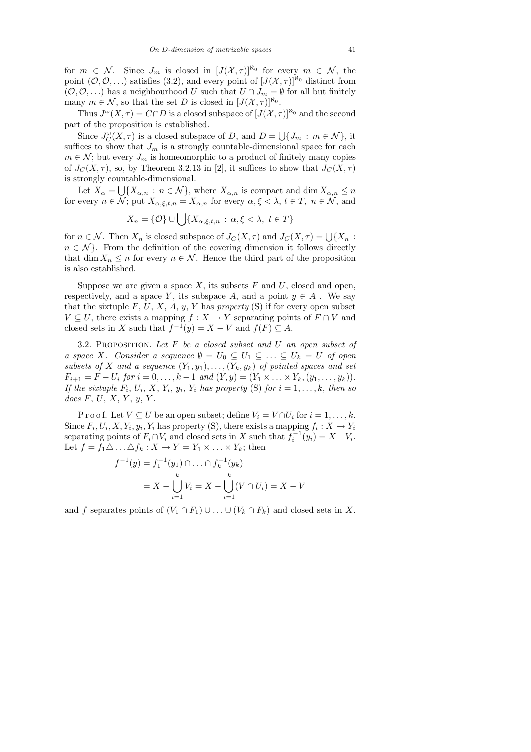for $m \in \mathcal{N}$. Since $J_m$ is closed in $[J(\mathcal{X},\tau)]^{\aleph_0}$ for every $m \in \mathcal{N}$, the point $(\mathcal{O},\mathcal{O},\ldots)$ satisfies (3.2), and every point of $[J(\mathcal{X},\tau)]^{\aleph_0}$ distinct from $(\mathcal{O},\mathcal{O},\ldots)$ has a neighbourhood $U$ such that $U \cap J_m = \emptyset$ for all but finitely many $m \in \mathcal{N}$, so that the set $D$ is closed in $[J(\mathcal{X},\tau)]^{\aleph_0}$.

Thus $J^\omega(X,\tau) = C \cap D$ is a closed subspace of $[J(\mathcal{X},\tau)]^{\aleph_0}$ and the second part of the proposition is established.

Since $J^\omega_C(X,\tau)$ is a closed subspace of $D$, and $D = \bigcup\{J_m : m \in \mathcal{N}\}$, it suffices to show that $J_m$ is a strongly countable-dimensional space for each $m \in \mathcal{N}$; but every $J_m$ is homeomorphic to a product of finitely many copies of $J_C(X,\tau)$, so, by Theorem 3.2.13 in [2], it suffices to show that $J_C(X,\tau)$ is strongly countable-dimensional.

Let $X_\alpha = \bigcup\{X_{\alpha,n} : n \in \mathcal{N}\}$, where $X_{\alpha,n}$ is compact and $\dim X_{\alpha,n} \le n$ for every $n \in \mathcal{N}$; put $X_{\alpha,\xi,t,n} = X_{\alpha,n}$ for every $\alpha,\xi < \lambda$, $t \in T$, $n \in \mathcal{N}$, and

$$X_n = \{\mathcal{O}\} \cup \bigcup\{X_{\alpha,\xi,t,n} : \alpha,\xi < \lambda,\ t \in T\}$$

for $n \in \mathcal{N}$. Then $X_n$ is closed subspace of $J_C(X,\tau)$ and $J_C(X,\tau) = \bigcup\{X_n : n \in \mathcal{N}\}$. From the definition of the covering dimension it follows directly that $\dim X_n \le n$ for every $n \in \mathcal{N}$. Hence the third part of the proposition is also established.

Suppose we are given a space $X$, its subsets $F$ and $U$, closed and open, respectively, and a space $Y$, its subspace $A$, and a point $y \in A$. We say that the sixtuple $F$, $U$, $X$, $A$, $y$, $Y$ has *property* (S) if for every open subset $V \subseteq U$, there exists a mapping $f : X \to Y$ separating points of $F \cap V$ and closed sets in $X$ such that $f^{-1}(y) = X - V$ and $f(F) \subseteq A$.

3.2. Proposition. *Let $F$ be a closed subset and $U$ an open subset of a space $X$. Consider a sequence $\emptyset = U_0 \subseteq U_1 \subseteq \ldots \subseteq U_k = U$ of open subsets of $X$ and a sequence $(Y_1,y_1),\ldots,(Y_k,y_k)$ of pointed spaces and set $F_{i+1} = F - U_i$ for $i = 0,\ldots,k-1$ and $(Y,y) = (Y_1 \times \ldots \times Y_k, (y_1,\ldots,y_k))$. If the sixtuple $F_i$, $U_i$, $X$, $Y_i$, $y_i$, $Y_i$ has property* (S) *for $i = 1,\ldots,k$, then so does $F$, $U$, $X$, $Y$, $y$, $Y$.*

Proof. Let $V \subseteq U$ be an open subset; define $V_i = V \cap U_i$ for $i = 1,\ldots,k$. Since $F_i, U_i, X, Y_i, y_i, Y_i$ has property (S), there exists a mapping $f_i : X \to Y_i$ separating points of $F_i \cap V_i$ and closed sets in $X$ such that $f_i^{-1}(y_i) = X - V_i$. Let $f = f_1 \triangle \ldots \triangle f_k : X \to Y = Y_1 \times \ldots \times Y_k$; then

$$\begin{aligned} f^{-1}(y) &= f_1^{-1}(y_1) \cap \ldots \cap f_k^{-1}(y_k) \\ &= X - \bigcup_{i=1}^{k} V_i = X - \bigcup_{i=1}^{k} (V \cap U_i) = X - V \end{aligned}$$

and $f$ separates points of $(V_1 \cap F_1) \cup \ldots \cup (V_k \cap F_k)$ and closed sets in $X$.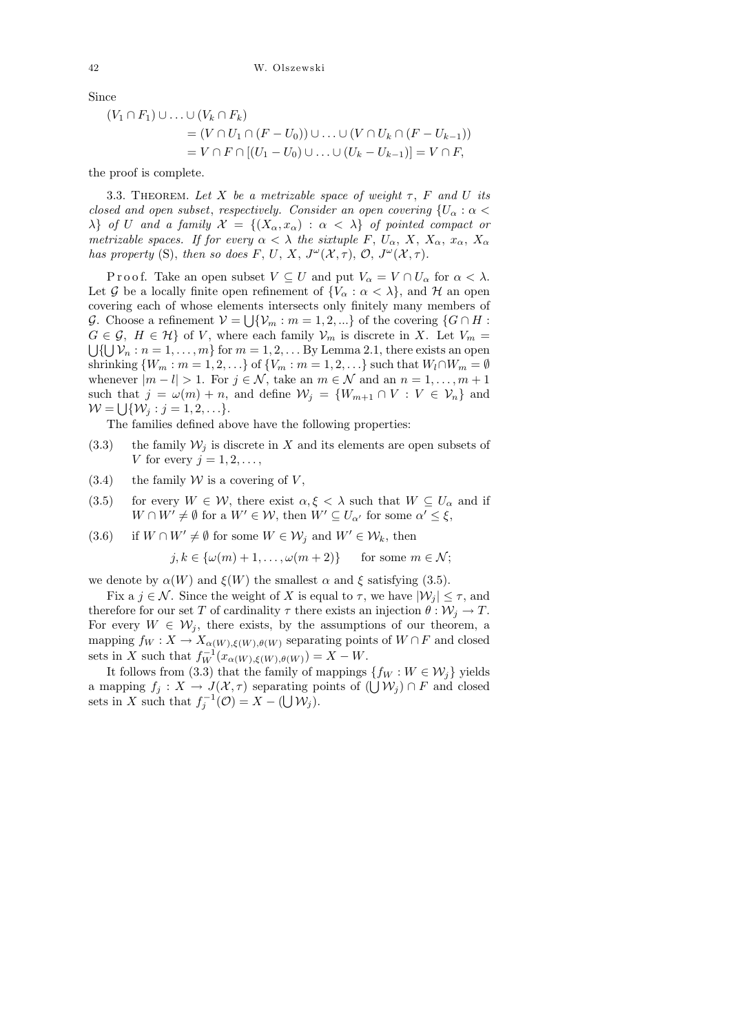Since

$$\begin{aligned}(V_1 \cap F_1) \cup \ldots \cup (V_k \cap F_k) \\ &= (V \cap U_1 \cap (F - U_0)) \cup \ldots \cup (V \cap U_k \cap (F - U_{k-1})) \\ &= V \cap F \cap [(U_1 - U_0) \cup \ldots \cup (U_k - U_{k-1})] = V \cap F,\end{aligned}$$

the proof is complete.

3.3. Theorem. *Let $X$ be a metrizable space of weight $\tau$, $F$ and $U$ its closed and open subset, respectively. Consider an open covering $\{U_\alpha : \alpha < \lambda\}$ of $U$ and a family $\mathcal{X} = \{(X_\alpha, x_\alpha) : \alpha < \lambda\}$ of pointed compact or metrizable spaces. If for every $\alpha < \lambda$ the sixtuple $F$, $U_\alpha$, $X$, $X_\alpha$, $x_\alpha$, $X_\alpha$ has property* (S), *then so does $F$, $U$, $X$, $J^\omega(\mathcal{X}, \tau)$, $\mathcal{O}$, $J^\omega(\mathcal{X}, \tau)$.*

Proof. Take an open subset $V \subseteq U$ and put $V_\alpha = V \cap U_\alpha$ for $\alpha < \lambda$. Let $\mathcal{G}$ be a locally finite open refinement of $\{V_\alpha : \alpha < \lambda\}$, and $\mathcal{H}$ an open covering each of whose elements intersects only finitely many members of $\mathcal{G}$. Choose a refinement $\mathcal{V} = \bigcup\{\mathcal{V}_m : m = 1, 2, ...\}$ of the covering $\{G \cap H : G \in \mathcal{G},\ H \in \mathcal{H}\}$ of $V$, where each family $\mathcal{V}_m$ is discrete in $X$. Let $V_m = \bigcup\{\bigcup \mathcal{V}_n : n = 1, \ldots, m\}$ for $m = 1, 2, \ldots$ By Lemma 2.1, there exists an open shrinking $\{W_m : m = 1, 2, \ldots\}$ of $\{V_m : m = 1, 2, \ldots\}$ such that $W_l \cap W_m = \emptyset$ whenever $|m - l| > 1$. For $j \in \mathcal{N}$, take an $m \in \mathcal{N}$ and an $n = 1, \ldots, m+1$ such that $j = \omega(m) + n$, and define $\mathcal{W}_j = \{W_{m+1} \cap V : V \in \mathcal{V}_n\}$ and $\mathcal{W} = \bigcup\{\mathcal{W}_j : j = 1, 2, \ldots\}$.

The families defined above have the following properties:

(3.3) the family $\mathcal{W}_j$ is discrete in $X$ and its elements are open subsets of $V$ for every $j = 1, 2, \ldots,$

(3.4) the family $\mathcal{W}$ is a covering of $V$,

(3.5) for every $W \in \mathcal{W}$, there exist $\alpha, \xi < \lambda$ such that $W \subseteq U_\alpha$ and if $W \cap W' \neq \emptyset$ for a $W' \in \mathcal{W}$, then $W' \subseteq U_{\alpha'}$ for some $\alpha' \leq \xi$,

(3.6) if $W \cap W' \neq \emptyset$ for some $W \in \mathcal{W}_j$ and $W' \in \mathcal{W}_k$, then

$$j, k \in \{\omega(m) + 1, \ldots, \omega(m+2)\} \quad \text{ for some } m \in \mathcal{N};$$

we denote by $\alpha(W)$ and $\xi(W)$ the smallest $\alpha$ and $\xi$ satisfying (3.5).

Fix a $j \in \mathcal{N}$. Since the weight of $X$ is equal to $\tau$, we have $|\mathcal{W}_j| \leq \tau$, and therefore for our set $T$ of cardinality $\tau$ there exists an injection $\theta : \mathcal{W}_j \to T$. For every $W \in \mathcal{W}_j$, there exists, by the assumptions of our theorem, a mapping $f_W : X \to X_{\alpha(W), \xi(W), \theta(W)}$ separating points of $W \cap F$ and closed sets in $X$ such that $f_W^{-1}(x_{\alpha(W), \xi(W), \theta(W)}) = X - W$.

It follows from (3.3) that the family of mappings $\{f_W : W \in \mathcal{W}_j\}$ yields a mapping $f_j : X \to J(\mathcal{X}, \tau)$ separating points of $(\bigcup \mathcal{W}_j) \cap F$ and closed sets in $X$ such that $f_j^{-1}(\mathcal{O}) = X - (\bigcup \mathcal{W}_j)$.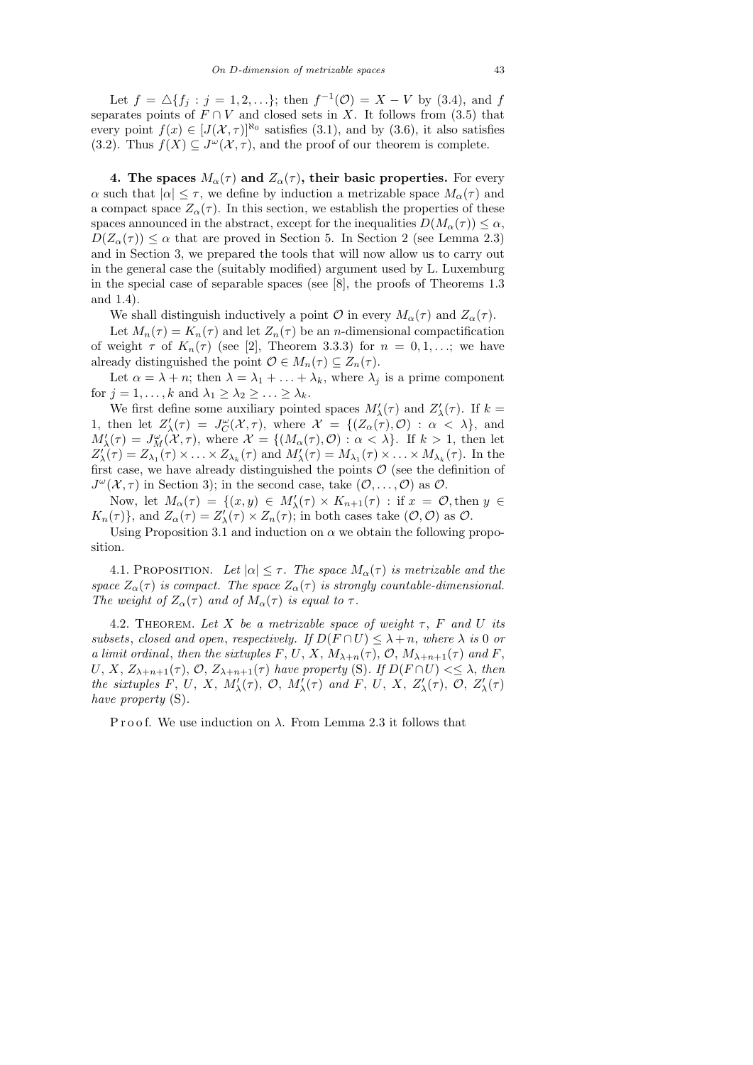Let $f = \triangle\{f_j : j = 1, 2, \ldots\}$; then $f^{-1}(\mathcal{O}) = X - V$ by (3.4), and $f$ separates points of $F \cap V$ and closed sets in $X$. It follows from (3.5) that every point $f(x) \in [J(\mathcal{X}, \tau)]^{\aleph_0}$ satisfies (3.1), and by (3.6), it also satisfies (3.2). Thus $f(X) \subseteq J^\omega(\mathcal{X}, \tau)$, and the proof of our theorem is complete.

**4. The spaces $M_\alpha(\tau)$ and $Z_\alpha(\tau)$, their basic properties.** For every $\alpha$ such that $|\alpha| \leq \tau$, we define by induction a metrizable space $M_\alpha(\tau)$ and a compact space $Z_\alpha(\tau)$. In this section, we establish the properties of these spaces announced in the abstract, except for the inequalities $D(M_\alpha(\tau)) \leq \alpha$, $D(Z_\alpha(\tau)) \leq \alpha$ that are proved in Section 5. In Section 2 (see Lemma 2.3) and in Section 3, we prepared the tools that will now allow us to carry out in the general case the (suitably modified) argument used by L. Luxemburg in the special case of separable spaces (see [8], the proofs of Theorems 1.3 and 1.4).

We shall distinguish inductively a point $\mathcal{O}$ in every $M_\alpha(\tau)$ and $Z_\alpha(\tau)$.

Let $M_n(\tau) = K_n(\tau)$ and let $Z_n(\tau)$ be an $n$-dimensional compactification of weight $\tau$ of $K_n(\tau)$ (see [2], Theorem 3.3.3) for $n = 0, 1, \ldots$; we have already distinguished the point $\mathcal{O} \in M_n(\tau) \subseteq Z_n(\tau)$.

Let $\alpha = \lambda + n$; then $\lambda = \lambda_1 + \ldots + \lambda_k$, where $\lambda_j$ is a prime component for $j = 1, \ldots, k$ and $\lambda_1 \geq \lambda_2 \geq \ldots \geq \lambda_k$.

We first define some auxiliary pointed spaces $M'_\lambda(\tau)$ and $Z'_\lambda(\tau)$. If $k = 1$, then let $Z'_\lambda(\tau) = J^\omega_C(\mathcal{X}, \tau)$, where $\mathcal{X} = \{(Z_\alpha(\tau), \mathcal{O}) : \alpha < \lambda\}$, and $M'_\lambda(\tau) = J^\omega_M(\mathcal{X}, \tau)$, where $\mathcal{X} = \{(M_\alpha(\tau), \mathcal{O}) : \alpha < \lambda\}$. If $k > 1$, then let $Z'_\lambda(\tau) = Z_{\lambda_1}(\tau) \times \ldots \times Z_{\lambda_k}(\tau)$ and $M'_\lambda(\tau) = M_{\lambda_1}(\tau) \times \ldots \times M_{\lambda_k}(\tau)$. In the first case, we have already distinguished the points $\mathcal{O}$ (see the definition of $J^\omega(\mathcal{X}, \tau)$ in Section 3); in the second case, take $(\mathcal{O}, \ldots, \mathcal{O})$ as $\mathcal{O}$.

Now, let $M_\alpha(\tau) = \{(x, y) \in M'_\lambda(\tau) \times K_{n+1}(\tau) : \text{if } x = \mathcal{O}, \text{then } y \in K_n(\tau)\}$, and $Z_\alpha(\tau) = Z'_\lambda(\tau) \times Z_n(\tau)$; in both cases take $(\mathcal{O}, \mathcal{O})$ as $\mathcal{O}$.

Using Proposition 3.1 and induction on $\alpha$ we obtain the following proposition.

4.1. Proposition. *Let $|\alpha| \leq \tau$. The space $M_\alpha(\tau)$ is metrizable and the space $Z_\alpha(\tau)$ is compact. The space $Z_\alpha(\tau)$ is strongly countable-dimensional. The weight of $Z_\alpha(\tau)$ and of $M_\alpha(\tau)$ is equal to $\tau$.*

4.2. Theorem. *Let $X$ be a metrizable space of weight $\tau$, $F$ and $U$ its subsets, closed and open, respectively. If $D(F \cap U) \leq \lambda + n$, where $\lambda$ is $0$ or a limit ordinal, then the sixtuples $F$, $U$, $X$, $M_{\lambda+n}(\tau)$, $\mathcal{O}$, $M_{\lambda+n+1}(\tau)$ and $F$, $U$, $X$, $Z_{\lambda+n+1}(\tau)$, $\mathcal{O}$, $Z_{\lambda+n+1}(\tau)$ have property* (S). *If $D(F \cap U) <\leq \lambda$, then the sixtuples $F$, $U$, $X$, $M'_\lambda(\tau)$, $\mathcal{O}$, $M'_\lambda(\tau)$ and $F$, $U$, $X$, $Z'_\lambda(\tau)$, $\mathcal{O}$, $Z'_\lambda(\tau)$ have property* (S).

Proof. We use induction on $\lambda$. From Lemma 2.3 it follows that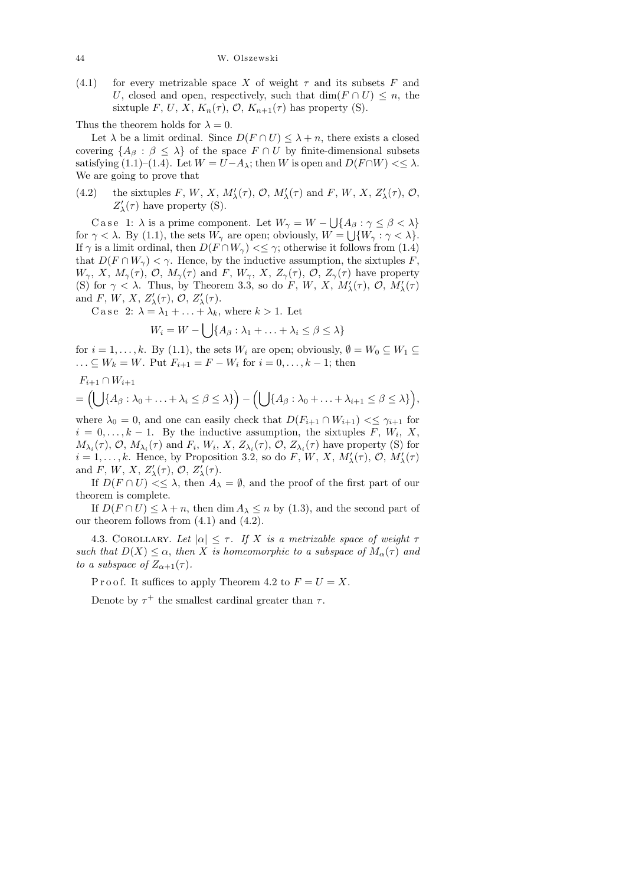(4.1) for every metrizable space $X$ of weight $\tau$ and its subsets $F$ and $U$, closed and open, respectively, such that $\dim(F \cap U) \le n$, the sixtuple $F$, $U$, $X$, $K_n(\tau)$, $\mathcal{O}$, $K_{n+1}(\tau)$ has property (S).

Thus the theorem holds for $\lambda = 0$.

Let $\lambda$ be a limit ordinal. Since $D(F \cap U) \le \lambda + n$, there exists a closed covering $\{A_\beta : \beta \le \lambda\}$ of the space $F \cap U$ by finite-dimensional subsets satisfying (1.1)–(1.4). Let $W = U - A_\lambda$; then $W$ is open and $D(F \cap W) <\le \lambda$. We are going to prove that

(4.2) the sixtuples $F$, $W$, $X$, $M'_\lambda(\tau)$, $\mathcal{O}$, $M'_\lambda(\tau)$ and $F$, $W$, $X$, $Z'_\lambda(\tau)$, $\mathcal{O}$, $Z'_\lambda(\tau)$ have property (S).

Case 1: $\lambda$ is a prime component. Let $W_\gamma = W - \bigcup\{A_\beta : \gamma \le \beta < \lambda\}$ for $\gamma < \lambda$. By (1.1), the sets $W_\gamma$ are open; obviously, $W = \bigcup\{W_\gamma : \gamma < \lambda\}$. If $\gamma$ is a limit ordinal, then $D(F \cap W_\gamma) <\le \gamma$; otherwise it follows from (1.4) that $D(F \cap W_\gamma) < \gamma$. Hence, by the inductive assumption, the sixtuples $F$, $W_\gamma$, $X$, $M_\gamma(\tau)$, $\mathcal{O}$, $M_\gamma(\tau)$ and $F$, $W_\gamma$, $X$, $Z_\gamma(\tau)$, $\mathcal{O}$, $Z_\gamma(\tau)$ have property (S) for $\gamma < \lambda$. Thus, by Theorem 3.3, so do $F$, $W$, $X$, $M'_\lambda(\tau)$, $\mathcal{O}$, $M'_\lambda(\tau)$ and $F$, $W$, $X$, $Z'_\lambda(\tau)$, $\mathcal{O}$, $Z'_\lambda(\tau)$.

Case 2: $\lambda = \lambda_1 + \ldots + \lambda_k$, where $k > 1$. Let

$$W_i = W - \bigcup\{A_\beta : \lambda_1 + \ldots + \lambda_i \le \beta \le \lambda\}$$

for $i = 1, \ldots, k$. By (1.1), the sets $W_i$ are open; obviously, $\emptyset = W_0 \subseteq W_1 \subseteq \ldots \subseteq W_k = W$. Put $F_{i+1} = F - W_i$ for $i = 0, \ldots, k-1$; then

$$F_{i+1} \cap W_{i+1}$$
$$= \Big(\bigcup\{A_\beta : \lambda_0 + \ldots + \lambda_i \le \beta \le \lambda\}\Big) - \Big(\bigcup\{A_\beta : \lambda_0 + \ldots + \lambda_{i+1} \le \beta \le \lambda\}\Big),$$

where $\lambda_0 = 0$, and one can easily check that $D(F_{i+1} \cap W_{i+1}) <\le \gamma_{i+1}$ for $i = 0, \ldots, k-1$. By the inductive assumption, the sixtuples $F$, $W_i$, $X$, $M_{\lambda_i}(\tau)$, $\mathcal{O}$, $M_{\lambda_i}(\tau)$ and $F_i$, $W_i$, $X$, $Z_{\lambda_i}(\tau)$, $\mathcal{O}$, $Z_{\lambda_i}(\tau)$ have property (S) for $i = 1, \ldots, k$. Hence, by Proposition 3.2, so do $F$, $W$, $X$, $M'_\lambda(\tau)$, $\mathcal{O}$, $M'_\lambda(\tau)$ and $F$, $W$, $X$, $Z'_\lambda(\tau)$, $\mathcal{O}$, $Z'_\lambda(\tau)$.

If $D(F \cap U) <\le \lambda$, then $A_\lambda = \emptyset$, and the proof of the first part of our theorem is complete.

If $D(F \cap U) \le \lambda + n$, then $\dim A_\lambda \le n$ by (1.3), and the second part of our theorem follows from (4.1) and (4.2).

4.3. Corollary. *Let $|\alpha| \le \tau$. If $X$ is a metrizable space of weight $\tau$ such that $D(X) \le \alpha$, then $X$ is homeomorphic to a subspace of $M_\alpha(\tau)$ and to a subspace of $Z_{\alpha+1}(\tau)$.*

Proof. It suffices to apply Theorem 4.2 to $F = U = X$.

Denote by $\tau^+$ the smallest cardinal greater than $\tau$.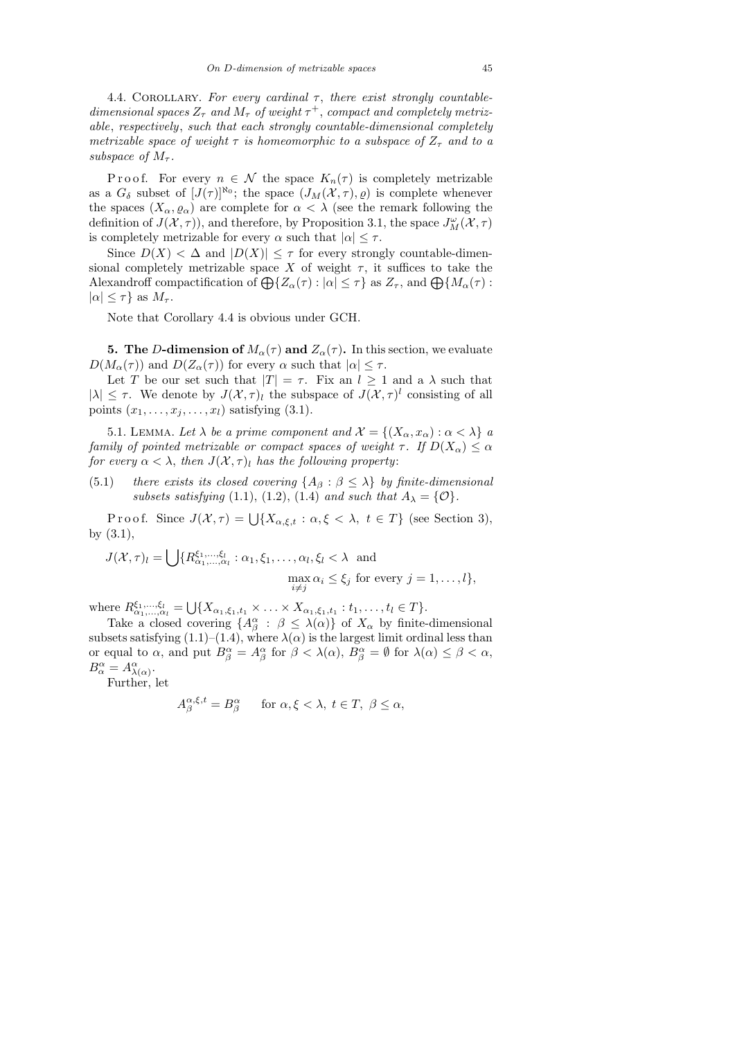4.4. Corollary. *For every cardinal $\tau$, there exist strongly countable-dimensional spaces $Z_\tau$ and $M_\tau$ of weight $\tau^+$, compact and completely metrizable, respectively, such that each strongly countable-dimensional completely metrizable space of weight $\tau$ is homeomorphic to a subspace of $Z_\tau$ and to a subspace of $M_\tau$.*

Proof. For every $n \in \mathcal{N}$ the space $K_n(\tau)$ is completely metrizable as a $G_\delta$ subset of $[J(\tau)]^{\aleph_0}$; the space $(J_M(\mathcal{X},\tau),\varrho)$ is complete whenever the spaces $(X_\alpha,\varrho_\alpha)$ are complete for $\alpha < \lambda$ (see the remark following the definition of $J(\mathcal{X},\tau)$), and therefore, by Proposition 3.1, the space $J^\omega_M(\mathcal{X},\tau)$ is completely metrizable for every $\alpha$ such that $|\alpha| \le \tau$.

Since $D(X) < \Delta$ and $|D(X)| \le \tau$ for every strongly countable-dimensional completely metrizable space $X$ of weight $\tau$, it suffices to take the Alexandroff compactification of $\bigoplus\{Z_\alpha(\tau) : |\alpha| \le \tau\}$ as $Z_\tau$, and $\bigoplus\{M_\alpha(\tau) : |\alpha| \le \tau\}$ as $M_\tau$.

Note that Corollary 4.4 is obvious under GCH.

## 5. The $D$-dimension of $M_\alpha(\tau)$ and $Z_\alpha(\tau)$.

In this section, we evaluate $D(M_\alpha(\tau))$ and $D(Z_\alpha(\tau))$ for every $\alpha$ such that $|\alpha| \le \tau$.

Let $T$ be our set such that $|T| = \tau$. Fix an $l \ge 1$ and a $\lambda$ such that $|\lambda| \le \tau$. We denote by $J(\mathcal{X},\tau)_l$ the subspace of $J(\mathcal{X},\tau)^l$ consisting of all points $(x_1,\ldots,x_j,\ldots,x_l)$ satisfying (3.1).

5.1. Lemma. *Let $\lambda$ be a prime component and $\mathcal{X} = \{(X_\alpha,x_\alpha) : \alpha < \lambda\}$ a family of pointed metrizable or compact spaces of weight $\tau$. If $D(X_\alpha) \le \alpha$ for every $\alpha < \lambda$, then $J(\mathcal{X},\tau)_l$ has the following property*:

(5.1) *there exists its closed covering $\{A_\beta : \beta \le \lambda\}$ by finite-dimensional subsets satisfying* (1.1), (1.2), (1.4) *and such that $A_\lambda = \{\mathcal{O}\}$.*

Proof. Since $J(\mathcal{X},\tau) = \bigcup\{X_{\alpha,\xi,t} : \alpha,\xi < \lambda,\ t \in T\}$ (see Section 3), by (3.1),

$$J(\mathcal{X},\tau)_l = \bigcup\{R^{\xi_1,\ldots,\xi_l}_{\alpha_1,\ldots,\alpha_l} : \alpha_1,\xi_1,\ldots,\alpha_l,\xi_l < \lambda \text{ and } \max_{i\ne j}\alpha_i \le \xi_j \text{ for every } j = 1,\ldots,l\},$$

where $R^{\xi_1,\ldots,\xi_l}_{\alpha_1,\ldots,\alpha_l} = \bigcup\{X_{\alpha_1,\xi_1,t_1} \times \ldots \times X_{\alpha_1,\xi_1,t_1} : t_1,\ldots,t_l \in T\}$.

Take a closed covering $\{A^\alpha_\beta : \beta \le \lambda(\alpha)\}$ of $X_\alpha$ by finite-dimensional subsets satisfying (1.1)–(1.4), where $\lambda(\alpha)$ is the largest limit ordinal less than or equal to $\alpha$, and put $B^\alpha_\beta = A^\alpha_\beta$ for $\beta < \lambda(\alpha)$, $B^\alpha_\beta = \emptyset$ for $\lambda(\alpha) \le \beta < \alpha$, $B^\alpha_\alpha = A^\alpha_{\lambda(\alpha)}$.

Further, let

$$A^{\alpha,\xi,t}_\beta = B^\alpha_\beta \qquad \text{for } \alpha,\xi < \lambda,\ t \in T,\ \beta \le \alpha,$$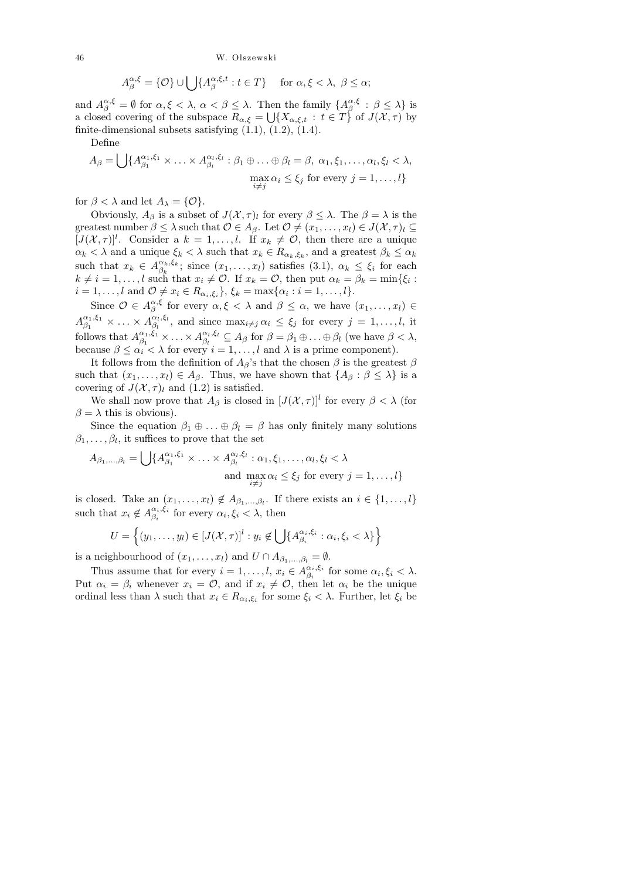$$A_\beta^{\alpha,\xi} = \{\mathcal{O}\} \cup \bigcup \{A_\beta^{\alpha,\xi,t} : t \in T\} \quad \text{for } \alpha, \xi < \lambda,\ \beta \le \alpha;$$

and $A_\beta^{\alpha,\xi} = \emptyset$ for $\alpha, \xi < \lambda$, $\alpha < \beta \le \lambda$. Then the family $\{A_\beta^{\alpha,\xi} : \beta \le \lambda\}$ is a closed covering of the subspace $R_{\alpha,\xi} = \bigcup\{X_{\alpha,\xi,t} : t \in T\}$ of $J(\mathcal{X},\tau)$ by finite-dimensional subsets satisfying (1.1), (1.2), (1.4).

Define

$$A_\beta = \bigcup\{A_{\beta_1}^{\alpha_1,\xi_1} \times \ldots \times A_{\beta_l}^{\alpha_l,\xi_l} : \beta_1 \oplus \ldots \oplus \beta_l = \beta,\ \alpha_1, \xi_1, \ldots, \alpha_l, \xi_l < \lambda,\ \max_{i \ne j} \alpha_i \le \xi_j \text{ for every } j = 1, \ldots, l\}$$

for $\beta < \lambda$ and let $A_\lambda = \{\mathcal{O}\}$.

Obviously, $A_\beta$ is a subset of $J(\mathcal{X},\tau)_l$ for every $\beta \le \lambda$. The $\beta = \lambda$ is the greatest number $\beta \le \lambda$ such that $\mathcal{O} \in A_\beta$. Let $\mathcal{O} \ne (x_1, \ldots, x_l) \in J(\mathcal{X},\tau)_l \subseteq [J(\mathcal{X},\tau)]^l$. Consider a $k = 1, \ldots, l$. If $x_k \ne \mathcal{O}$, then there are a unique $\alpha_k < \lambda$ and a unique $\xi_k < \lambda$ such that $x_k \in R_{\alpha_k,\xi_k}$, and a greatest $\beta_k \le \alpha_k$ such that $x_k \in A_{\beta_k}^{\alpha_k,\xi_k}$; since $(x_1, \ldots, x_l)$ satisfies (3.1), $\alpha_k \le \xi_i$ for each $k \ne i = 1, \ldots, l$ such that $x_i \ne \mathcal{O}$. If $x_k = \mathcal{O}$, then put $\alpha_k = \beta_k = \min\{\xi_i : i = 1, \ldots, l \text{ and } \mathcal{O} \ne x_i \in R_{\alpha_i,\xi_i}\}$, $\xi_k = \max\{\alpha_i : i = 1, \ldots, l\}$.

Since $\mathcal{O} \in A_\beta^{\alpha,\xi}$ for every $\alpha, \xi < \lambda$ and $\beta \le \alpha$, we have $(x_1, \ldots, x_l) \in A_{\beta_1}^{\alpha_1,\xi_1} \times \ldots \times A_{\beta_l}^{\alpha_l,\xi_l}$, and since $\max_{i \ne j} \alpha_i \le \xi_j$ for every $j = 1, \ldots, l$, it follows that $A_{\beta_1}^{\alpha_1,\xi_1} \times \ldots \times A_{\beta_l}^{\alpha_l,\xi_l} \subseteq A_\beta$ for $\beta = \beta_1 \oplus \ldots \oplus \beta_l$ (we have $\beta < \lambda$, because $\beta \le \alpha_i < \lambda$ for every $i = 1, \ldots, l$ and $\lambda$ is a prime component).

It follows from the definition of $A_\beta$'s that the chosen $\beta$ is the greatest $\beta$ such that $(x_1, \ldots, x_l) \in A_\beta$. Thus, we have shown that $\{A_\beta : \beta \le \lambda\}$ is a covering of $J(\mathcal{X},\tau)_l$ and (1.2) is satisfied.

We shall now prove that $A_\beta$ is closed in $[J(\mathcal{X},\tau)]^l$ for every $\beta < \lambda$ (for $\beta = \lambda$ this is obvious).

Since the equation $\beta_1 \oplus \ldots \oplus \beta_l = \beta$ has only finitely many solutions $\beta_1, \ldots, \beta_l$, it suffices to prove that the set

$$A_{\beta_1,\ldots,\beta_l} = \bigcup\{A_{\beta_1}^{\alpha_1,\xi_1} \times \ldots \times A_{\beta_l}^{\alpha_l,\xi_l} : \alpha_1, \xi_1, \ldots, \alpha_l, \xi_l < \lambda \text{ and } \max_{i \ne j} \alpha_i \le \xi_j \text{ for every } j = 1, \ldots, l\}$$

is closed. Take an $(x_1, \ldots, x_l) \notin A_{\beta_1,\ldots,\beta_l}$. If there exists an $i \in \{1, \ldots, l\}$ such that $x_i \notin A_{\beta_i}^{\alpha_i,\xi_i}$ for every $\alpha_i, \xi_i < \lambda$, then

$$U = \Big\{(y_1, \ldots, y_l) \in [J(\mathcal{X},\tau)]^l : y_i \notin \bigcup\{A_{\beta_i}^{\alpha_i,\xi_i} : \alpha_i, \xi_i < \lambda\}\Big\}$$

is a neighbourhood of $(x_1, \ldots, x_l)$ and $U \cap A_{\beta_1,\ldots,\beta_l} = \emptyset$.

Thus assume that for every $i = 1, \ldots, l$, $x_i \in A_{\beta_i}^{\alpha_i,\xi_i}$ for some $\alpha_i, \xi_i < \lambda$. Put $\alpha_i = \beta_i$ whenever $x_i = \mathcal{O}$, and if $x_i \ne \mathcal{O}$, then let $\alpha_i$ be the unique ordinal less than $\lambda$ such that $x_i \in R_{\alpha_i,\xi_i}$ for some $\xi_i < \lambda$. Further, let $\xi_i$ be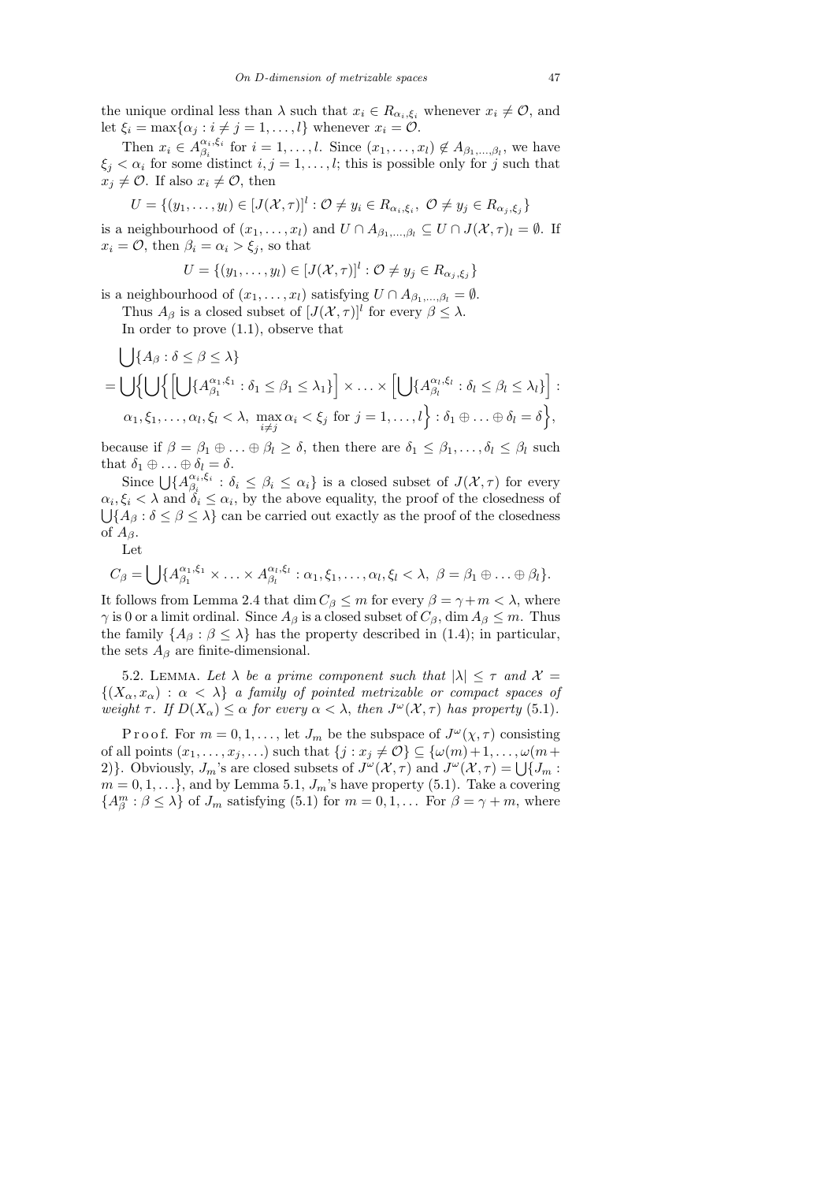the unique ordinal less than $\lambda$ such that $x_i \in R_{\alpha_i,\xi_i}$ whenever $x_i \neq \mathcal{O}$, and let $\xi_i = \max\{\alpha_j : i \neq j = 1, \ldots, l\}$ whenever $x_i = \mathcal{O}$.

Then $x_i \in A^{\alpha_i,\xi_i}_{\beta_i}$ for $i = 1, \ldots, l$. Since $(x_1, \ldots, x_l) \notin A_{\beta_1,\ldots,\beta_l}$, we have $\xi_j < \alpha_i$ for some distinct $i, j = 1, \ldots, l$; this is possible only for $j$ such that $x_j \neq \mathcal{O}$. If also $x_i \neq \mathcal{O}$, then

$$U = \{(y_1, \ldots, y_l) \in [J(\mathcal{X}, \tau)]^l : \mathcal{O} \neq y_i \in R_{\alpha_i,\xi_i},\ \mathcal{O} \neq y_j \in R_{\alpha_j,\xi_j}\}$$

is a neighbourhood of $(x_1, \ldots, x_l)$ and $U \cap A_{\beta_1,\ldots,\beta_l} \subseteq U \cap J(\mathcal{X}, \tau)_l = \emptyset$. If $x_i = \mathcal{O}$, then $\beta_i = \alpha_i > \xi_j$, so that

$$U = \{(y_1, \ldots, y_l) \in [J(\mathcal{X}, \tau)]^l : \mathcal{O} \neq y_j \in R_{\alpha_j,\xi_j}\}$$

is a neighbourhood of $(x_1, \ldots, x_l)$ satisfying $U \cap A_{\beta_1,\ldots,\beta_l} = \emptyset$.

Thus $A_\beta$ is a closed subset of $[J(\mathcal{X}, \tau)]^l$ for every $\beta \leq \lambda$.

In order to prove (1.1), observe that

$$\begin{aligned}
&\bigcup\{A_\beta : \delta \leq \beta \leq \lambda\} \\
&= \bigcup\Big\{\bigcup\Big\{\Big[\bigcup\{A^{\alpha_1,\xi_1}_{\beta_1} : \delta_1 \leq \beta_1 \leq \lambda_1\}\Big] \times \ldots \times \Big[\bigcup\{A^{\alpha_l,\xi_l}_{\beta_l} : \delta_l \leq \beta_l \leq \lambda_l\}\Big] : \\
&\qquad \alpha_1, \xi_1, \ldots, \alpha_l, \xi_l < \lambda,\ \max_{i \neq j} \alpha_i < \xi_j \text{ for } j = 1, \ldots, l\Big\} : \delta_1 \oplus \ldots \oplus \delta_l = \delta\Big\},
\end{aligned}$$

because if $\beta = \beta_1 \oplus \ldots \oplus \beta_l \geq \delta$, then there are $\delta_1 \leq \beta_1, \ldots, \delta_l \leq \beta_l$ such that $\delta_1 \oplus \ldots \oplus \delta_l = \delta$.

Since $\bigcup\{A^{\alpha_i,\xi_i}_{\beta_i} : \delta_i \leq \beta_i \leq \alpha_i\}$ is a closed subset of $J(\mathcal{X}, \tau)$ for every $\alpha_i, \xi_i < \lambda$ and $\delta_i \leq \alpha_i$, by the above equality, the proof of the closedness of $\bigcup\{A_\beta : \delta \leq \beta \leq \lambda\}$ can be carried out exactly as the proof of the closedness of $A_\beta$.

Let

$$C_\beta = \bigcup\{A^{\alpha_1,\xi_1}_{\beta_1} \times \ldots \times A^{\alpha_l,\xi_l}_{\beta_l} : \alpha_1, \xi_1, \ldots, \alpha_l, \xi_l < \lambda,\ \beta = \beta_1 \oplus \ldots \oplus \beta_l\}.$$

It follows from Lemma 2.4 that $\dim C_\beta \leq m$ for every $\beta = \gamma + m < \lambda$, where $\gamma$ is 0 or a limit ordinal. Since $A_\beta$ is a closed subset of $C_\beta$, $\dim A_\beta \leq m$. Thus the family $\{A_\beta : \beta \leq \lambda\}$ has the property described in (1.4); in particular, the sets $A_\beta$ are finite-dimensional.

5.2. Lemma. *Let $\lambda$ be a prime component such that $|\lambda| \leq \tau$ and $\mathcal{X} = \{(X_\alpha, x_\alpha) : \alpha < \lambda\}$ a family of pointed metrizable or compact spaces of weight $\tau$. If $D(X_\alpha) \leq \alpha$ for every $\alpha < \lambda$, then $J^\omega(\mathcal{X}, \tau)$ has property* (5.1).

P r o o f. For $m = 0, 1, \ldots$, let $J_m$ be the subspace of $J^\omega(\chi, \tau)$ consisting of all points $(x_1, \ldots, x_j, \ldots)$ such that $\{j : x_j \neq \mathcal{O}\} \subseteq \{\omega(m)+1, \ldots, \omega(m+2)\}$. Obviously, $J_m$'s are closed subsets of $J^\omega(\mathcal{X}, \tau)$ and $J^\omega(\mathcal{X}, \tau) = \bigcup\{J_m : m = 0, 1, \ldots\}$, and by Lemma 5.1, $J_m$'s have property (5.1). Take a covering $\{A^m_\beta : \beta \leq \lambda\}$ of $J_m$ satisfying (5.1) for $m = 0, 1, \ldots$ For $\beta = \gamma + m$, where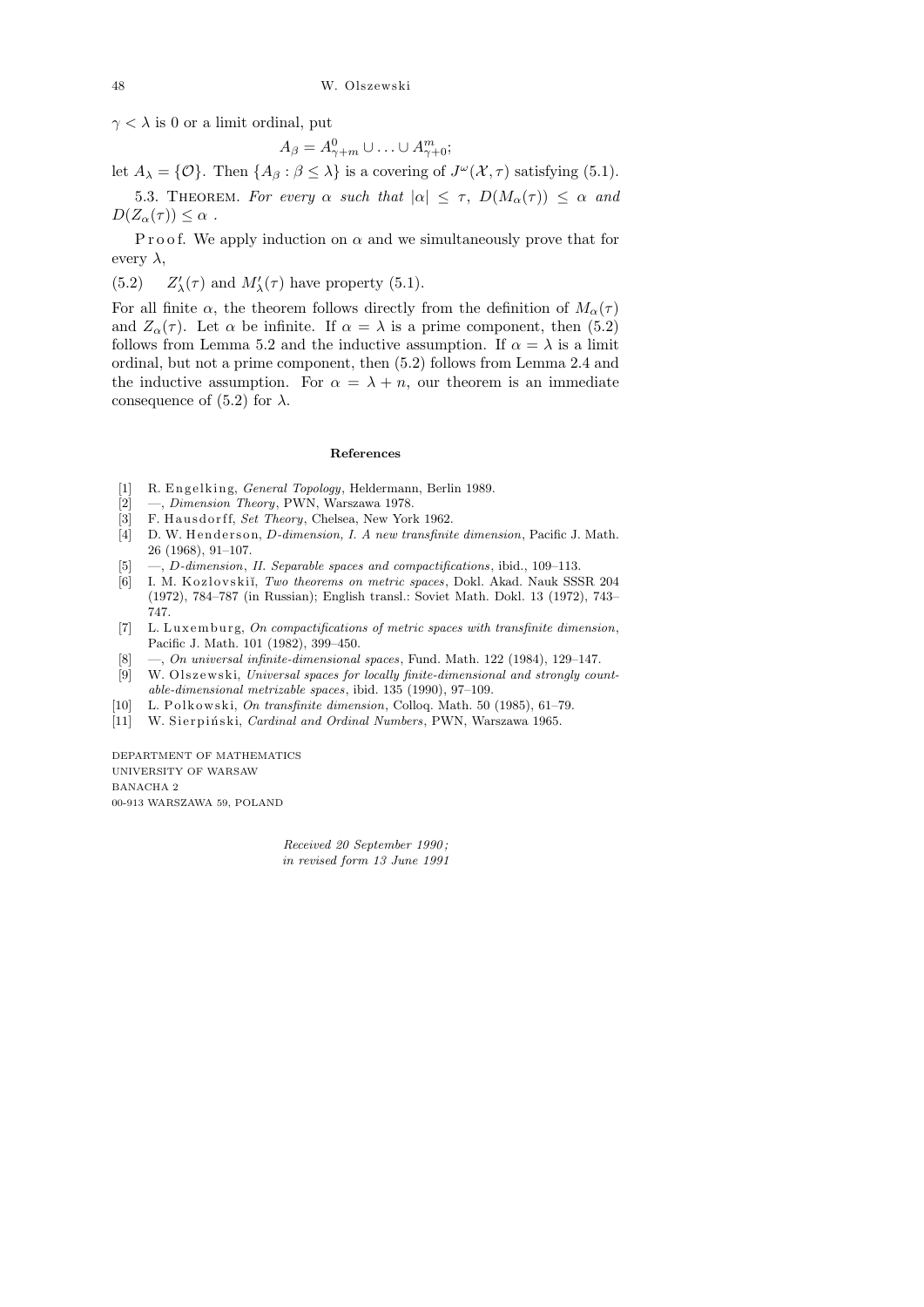$\gamma < \lambda$ is 0 or a limit ordinal, put

$$A_\beta = A^0_{\gamma+m} \cup \ldots \cup A^m_{\gamma+0};$$

let $A_\lambda = \{\mathcal{O}\}$. Then $\{A_\beta : \beta \le \lambda\}$ is a covering of $J^\omega(\mathcal{X}, \tau)$ satisfying (5.1).

5.3. THEOREM. *For every $\alpha$ such that $|\alpha| \le \tau$, $D(M_\alpha(\tau)) \le \alpha$ and $D(Z_\alpha(\tau)) \le \alpha$.*

Proof. We apply induction on $\alpha$ and we simultaneously prove that for every $\lambda$,

(5.2) $\quad Z'_\lambda(\tau)$ and $M'_\lambda(\tau)$ have property (5.1).

For all finite $\alpha$, the theorem follows directly from the definition of $M_\alpha(\tau)$ and $Z_\alpha(\tau)$. Let $\alpha$ be infinite. If $\alpha = \lambda$ is a prime component, then (5.2) follows from Lemma 5.2 and the inductive assumption. If $\alpha = \lambda$ is a limit ordinal, but not a prime component, then (5.2) follows from Lemma 2.4 and the inductive assumption. For $\alpha = \lambda + n$, our theorem is an immediate consequence of (5.2) for $\lambda$.

## References

[1] R. Engelking, *General Topology*, Heldermann, Berlin 1989.

[2] —, *Dimension Theory*, PWN, Warszawa 1978.

[3] F. Hausdorff, *Set Theory*, Chelsea, New York 1962.

[4] D. W. Henderson, *D-dimension, I. A new transfinite dimension*, Pacific J. Math. 26 (1968), 91–107.

[5] —, *D-dimension, II. Separable spaces and compactifications*, ibid., 109–113.

[6] I. M. Kozlovskiĭ, *Two theorems on metric spaces*, Dokl. Akad. Nauk SSSR 204 (1972), 784–787 (in Russian); English transl.: Soviet Math. Dokl. 13 (1972), 743–747.

[7] L. Luxemburg, *On compactifications of metric spaces with transfinite dimension*, Pacific J. Math. 101 (1982), 399–450.

[8] —, *On universal infinite-dimensional spaces*, Fund. Math. 122 (1984), 129–147.

[9] W. Olszewski, *Universal spaces for locally finite-dimensional and strongly countable-dimensional metrizable spaces*, ibid. 135 (1990), 97–109.

[10] L. Polkowski, *On transfinite dimension*, Colloq. Math. 50 (1985), 61–79.

[11] W. Sierpiński, *Cardinal and Ordinal Numbers*, PWN, Warszawa 1965.

DEPARTMENT OF MATHEMATICS
UNIVERSITY OF WARSAW
BANACHA 2
00-913 WARSZAWA 59, POLAND

*Received 20 September 1990;*
*in revised form 13 June 1991*